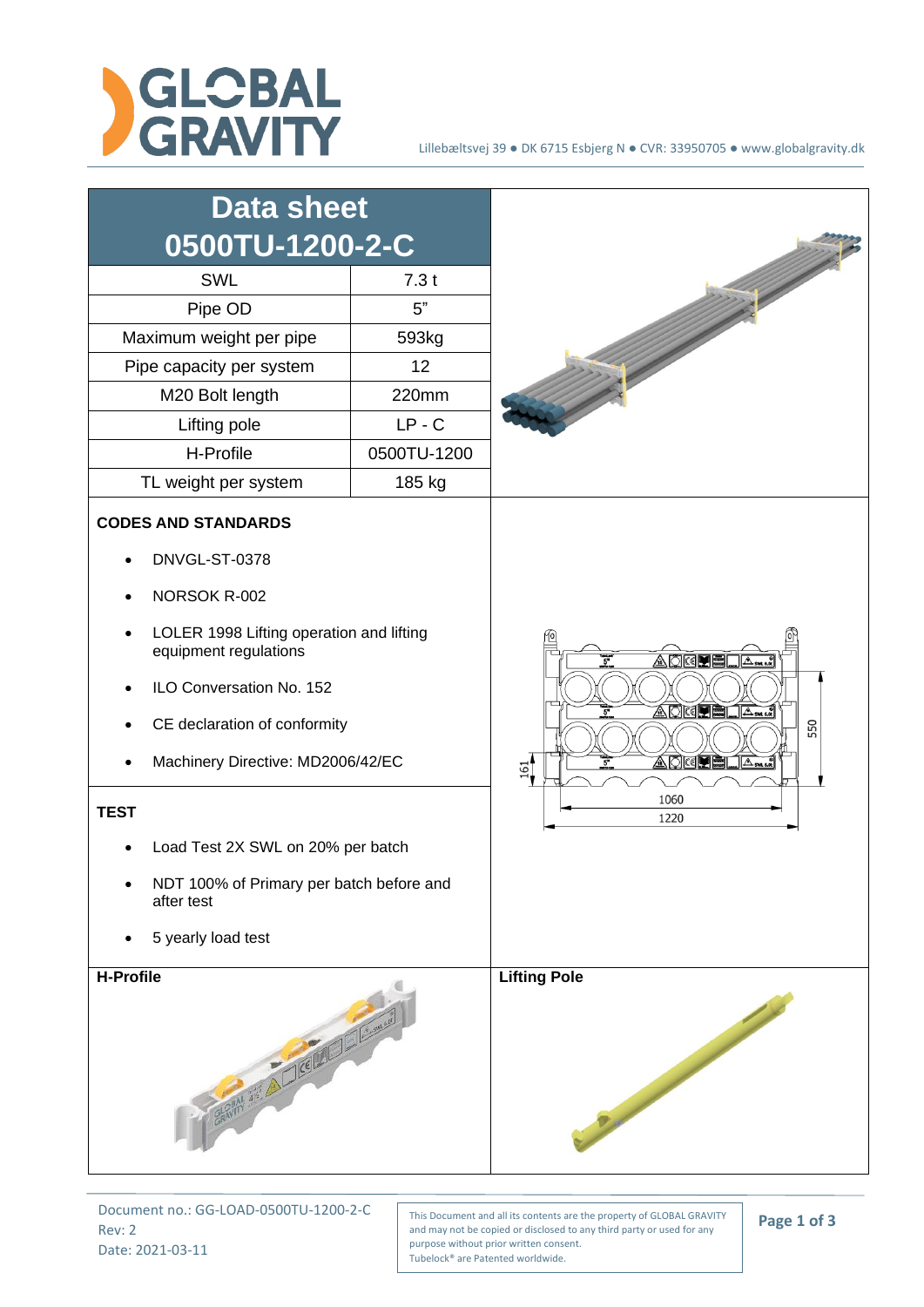Lillebæltsvej 39 ● DK 6715 Esbjerg N ● CVR: 33950705 ● www.globalgravity.dk

# Data sheet 0500TU-1200-2-C

| Data sheet 0500TU-1200-2-C | |
|---|---|
| SWL | 7.3 t |
| Pipe OD | 5” |
| Maximum weight per pipe | 593kg |
| Pipe capacity per system | 12 |
| M20 Bolt length | 220mm |
| Lifting pole | LP - C |
| H-Profile | 0500TU-1200 |
| TL weight per system | 185 kg |

**CODES AND STANDARDS**

- DNVGL-ST-0378
- NORSOK R-002
- LOLER 1998 Lifting operation and lifting equipment regulations
- ILO Conversation No. 152
- CE declaration of conformity
- Machinery Directive: MD2006/42/EC

**TEST**

- Load Test 2X SWL on 20% per batch
- NDT 100% of Primary per batch before and after test
- 5 yearly load test

550

161

1060

1220

**H-Profile**

**Lifting Pole**

Document no.: GG-LOAD-0500TU-1200-2-C
Rev: 2
Date: 2021-03-11

This Document and all its contents are the property of GLOBAL GRAVITY and may not be copied or disclosed to any third party or used for any purpose without prior written consent.
Tubelock® are Patented worldwide.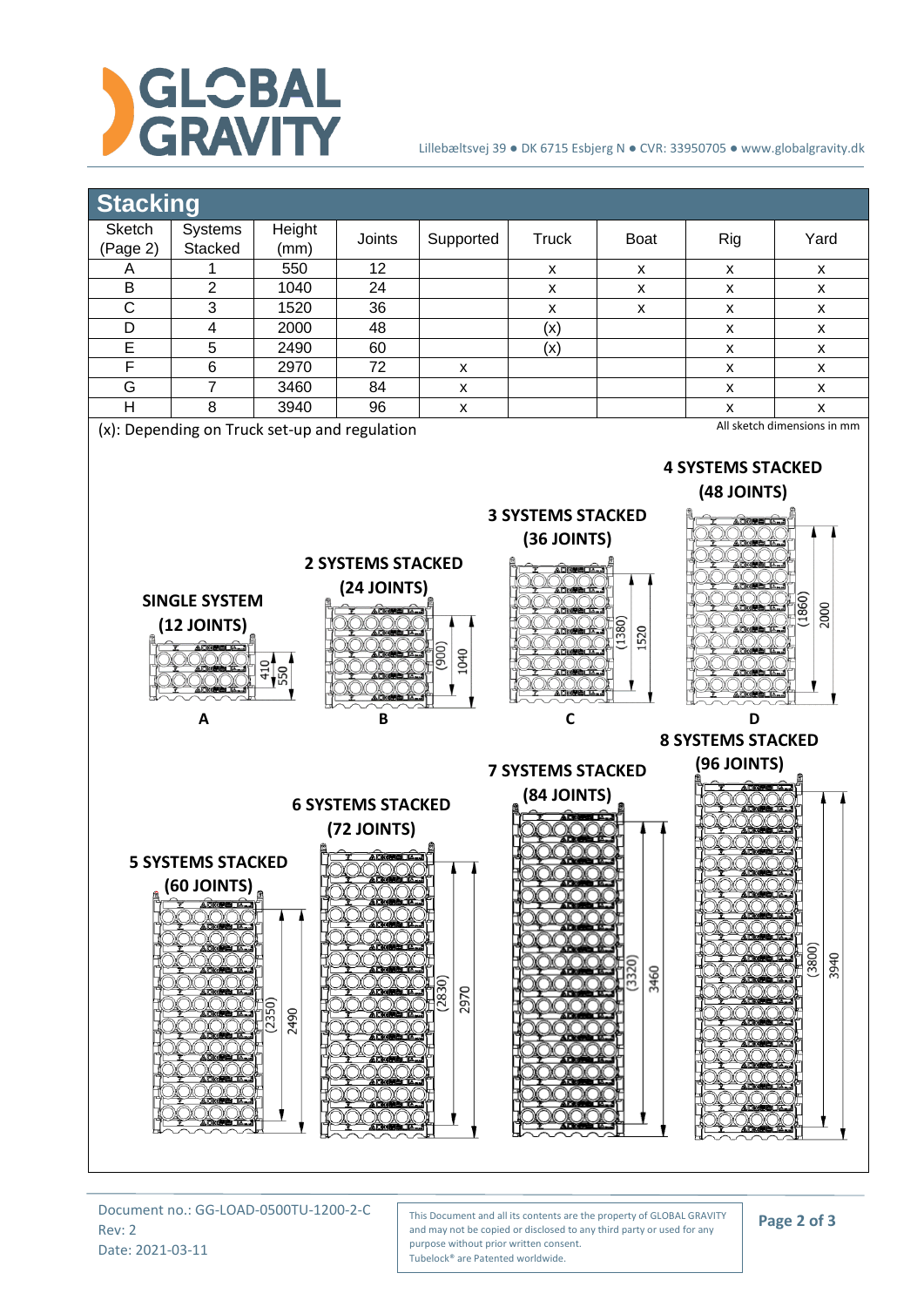## Stacking

| Sketch (Page 2) | Systems Stacked | Height (mm) | Joints | Supported | Truck | Boat | Rig | Yard |
|---|---|---|---|---|---|---|---|---|
| A | 1 | 550 | 12 | | x | x | x | x |
| B | 2 | 1040 | 24 | | x | x | x | x |
| C | 3 | 1520 | 36 | | x | x | x | x |
| D | 4 | 2000 | 48 | | (x) | | x | x |
| E | 5 | 2490 | 60 | | (x) | | x | x |
| F | 6 | 2970 | 72 | x | | | x | x |
| G | 7 | 3460 | 84 | x | | | x | x |
| H | 8 | 3940 | 96 | x | | | x | x |

(x): Depending on Truck set-up and regulation

All sketch dimensions in mm

**SINGLE SYSTEM (12 JOINTS)** — 410, 550 — **A**

**2 SYSTEMS STACKED (24 JOINTS)** — (900), 1040 — **B**

**3 SYSTEMS STACKED (36 JOINTS)** — (1380), 1520 — **C**

**4 SYSTEMS STACKED (48 JOINTS)** — (1860), 2000 — **D**

**5 SYSTEMS STACKED (60 JOINTS)** — (2350), 2490

**6 SYSTEMS STACKED (72 JOINTS)** — (2830), 2970

**7 SYSTEMS STACKED (84 JOINTS)** — (3320), 3460

**8 SYSTEMS STACKED (96 JOINTS)** — (3800), 3940

Document no.: GG-LOAD-0500TU-1200-2-C
Rev: 2
Date: 2021-03-11

This Document and all its contents are the property of GLOBAL GRAVITY and may not be copied or disclosed to any third party or used for any purpose without prior written consent.
Tubelock® are Patented worldwide.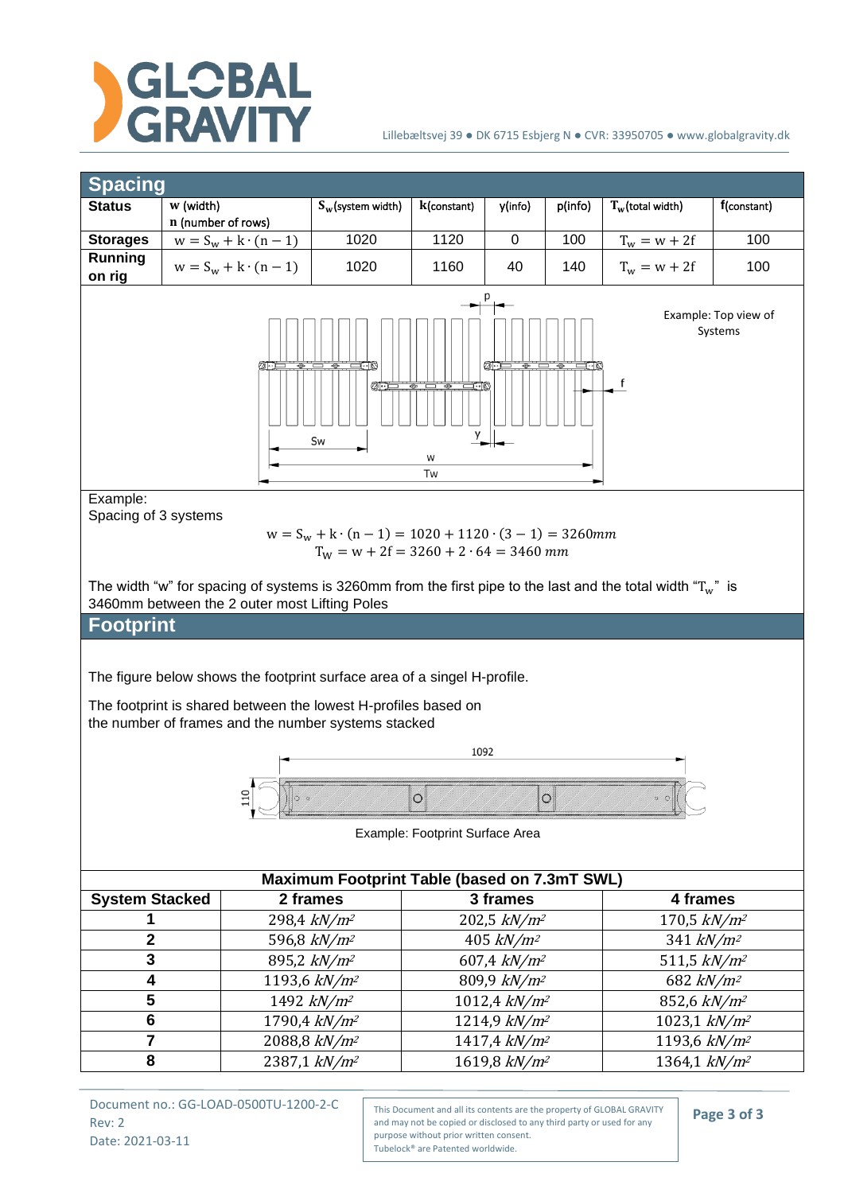## Spacing

| Status | w (width) n (number of rows) | $S_w$ (system width) | k (constant) | y (info) | p (info) | $T_w$ (total width) | f (constant) |
|---|---|---|---|---|---|---|---|
| **Storages** | $w = S_w + k \cdot (n-1)$ | 1020 | 1120 | 0 | 100 | $T_w = w + 2f$ | 100 |
| **Running on rig** | $w = S_w + k \cdot (n-1)$ | 1020 | 1160 | 40 | 140 | $T_w = w + 2f$ | 100 |

p

Example: Top view of Systems

f

Sw

y

w

Tw

Example:
Spacing of 3 systems

$$w = S_w + k \cdot (n-1) = 1020 + 1120 \cdot (3-1) = 3260mm$$
$$T_w = w + 2f = 3260 + 2 \cdot 64 = 3460\ mm$$

The width "w" for spacing of systems is 3260mm from the first pipe to the last and the total width "$T_w$" is 3460mm between the 2 outer most Lifting Poles

## Footprint

The figure below shows the footprint surface area of a singel H-profile.

The footprint is shared between the lowest H-profiles based on the number of frames and the number systems stacked

1092

110

Example: Footprint Surface Area

**Maximum Footprint Table (based on 7.3mT SWL)**

| System Stacked | 2 frames | 3 frames | 4 frames |
|---|---|---|---|
| **1** | 298,4 $kN/m^2$ | 202,5 $kN/m^2$ | 170,5 $kN/m^2$ |
| **2** | 596,8 $kN/m^2$ | 405 $kN/m^2$ | 341 $kN/m^2$ |
| **3** | 895,2 $kN/m^2$ | 607,4 $kN/m^2$ | 511,5 $kN/m^2$ |
| **4** | 1193,6 $kN/m^2$ | 809,9 $kN/m^2$ | 682 $kN/m^2$ |
| **5** | 1492 $kN/m^2$ | 1012,4 $kN/m^2$ | 852,6 $kN/m^2$ |
| **6** | 1790,4 $kN/m^2$ | 1214,9 $kN/m^2$ | 1023,1 $kN/m^2$ |
| **7** | 2088,8 $kN/m^2$ | 1417,4 $kN/m^2$ | 1193,6 $kN/m^2$ |
| **8** | 2387,1 $kN/m^2$ | 1619,8 $kN/m^2$ | 1364,1 $kN/m^2$ |